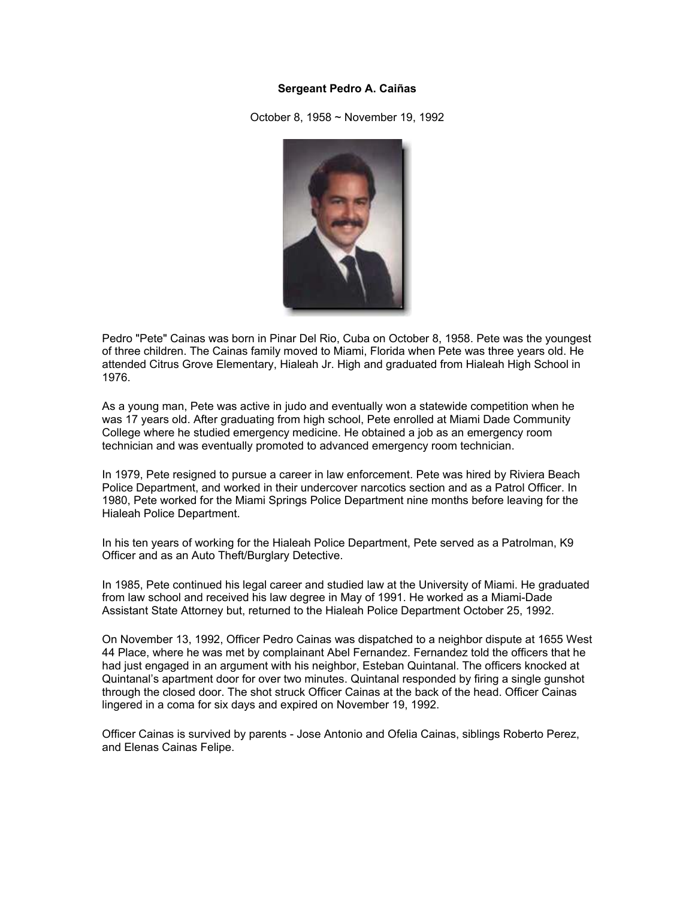**Sergeant Pedro A. Caiñas**

October 8, 1958 ~ November 19, 1992

Pedro "Pete" Cainas was born in Pinar Del Rio, Cuba on October 8, 1958. Pete was the youngest of three children. The Cainas family moved to Miami, Florida when Pete was three years old. He attended Citrus Grove Elementary, Hialeah Jr. High and graduated from Hialeah High School in 1976.

As a young man, Pete was active in judo and eventually won a statewide competition when he was 17 years old. After graduating from high school, Pete enrolled at Miami Dade Community College where he studied emergency medicine. He obtained a job as an emergency room technician and was eventually promoted to advanced emergency room technician.

In 1979, Pete resigned to pursue a career in law enforcement. Pete was hired by Riviera Beach Police Department, and worked in their undercover narcotics section and as a Patrol Officer. In 1980, Pete worked for the Miami Springs Police Department nine months before leaving for the Hialeah Police Department.

In his ten years of working for the Hialeah Police Department, Pete served as a Patrolman, K9 Officer and as an Auto Theft/Burglary Detective.

In 1985, Pete continued his legal career and studied law at the University of Miami. He graduated from law school and received his law degree in May of 1991. He worked as a Miami-Dade Assistant State Attorney but, returned to the Hialeah Police Department October 25, 1992.

On November 13, 1992, Officer Pedro Cainas was dispatched to a neighbor dispute at 1655 West 44 Place, where he was met by complainant Abel Fernandez. Fernandez told the officers that he had just engaged in an argument with his neighbor, Esteban Quintanal. The officers knocked at Quintanal's apartment door for over two minutes. Quintanal responded by firing a single gunshot through the closed door. The shot struck Officer Cainas at the back of the head. Officer Cainas lingered in a coma for six days and expired on November 19, 1992.

Officer Cainas is survived by parents - Jose Antonio and Ofelia Cainas, siblings Roberto Perez, and Elenas Cainas Felipe.